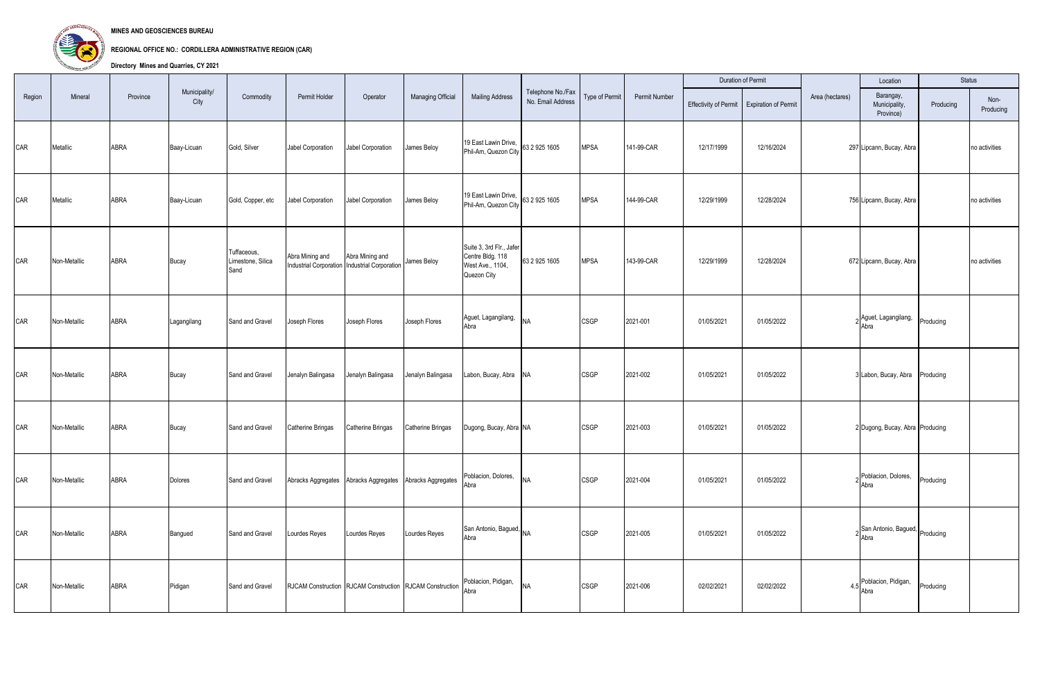**MINES AND GEOSCIENCES BUREAU**

**REGIONAL OFFICE NO.: CORDILLERA ADMINISTRATIVE REGION (CAR)**

**Directory Mines and Quarries, CY 2021**

| Region | Mineral | Province | Municipality/ City | Commodity | Permit Holder | Operator | Managing Official | Mailing Address | Telephone No./Fax No. Email Address | Type of Permit | Permit Number | Duration of Permit | | Area (hectares) | Location | Status | |
|---|---|---|---|---|---|---|---|---|---|---|---|---|---|---|---|---|---|
| | | | | | | | | | | | | Effectivity of Permit | Expiration of Permit | | Barangay, Municipality, Province) | Producing | Non-Producing |
| CAR | Metallic | ABRA | Baay-Licuan | Gold, Silver | Jabel Corporation | Jabel Corporation | James Beloy | 19 East Lawin Drive, Phil-Am, Quezon City | 63 2 925 1605 | MPSA | 141-99-CAR | 12/17/1999 | 12/16/2024 | 297 | Lipcann, Bucay, Abra | | no activities |
| CAR | Metallic | ABRA | Baay-Licuan | Gold, Copper, etc | Jabel Corporation | Jabel Corporation | James Beloy | 19 East Lawin Drive, Phil-Am, Quezon City | 63 2 925 1605 | MPSA | 144-99-CAR | 12/29/1999 | 12/28/2024 | 756 | Lipcann, Bucay, Abra | | no activities |
| CAR | Non-Metallic | ABRA | Bucay | Tuffaceous, Limestone, Silica Sand | Abra Mining and Industrial Corporation | Abra Mining and Industrial Corporation | James Beloy | Suite 3, 3rd Flr., Jafer Centre Bldg. 118 West Ave., 1104, Quezon City | 63 2 925 1605 | MPSA | 143-99-CAR | 12/29/1999 | 12/28/2024 | 672 | Lipcann, Bucay, Abra | | no activities |
| CAR | Non-Metallic | ABRA | Lagangilang | Sand and Gravel | Joseph Flores | Joseph Flores | Joseph Flores | Aguet, Lagangilang, Abra | NA | CSGP | 2021-001 | 01/05/2021 | 01/05/2022 | 2 | Aguet, Lagangilang, Abra | Producing | |
| CAR | Non-Metallic | ABRA | Bucay | Sand and Gravel | Jenalyn Balingasa | Jenalyn Balingasa | Jenalyn Balingasa | Labon, Bucay, Abra | NA | CSGP | 2021-002 | 01/05/2021 | 01/05/2022 | 3 | Labon, Bucay, Abra | Producing | |
| CAR | Non-Metallic | ABRA | Bucay | Sand and Gravel | Catherine Bringas | Catherine Bringas | Catherine Bringas | Dugong, Bucay, Abra | NA | CSGP | 2021-003 | 01/05/2021 | 01/05/2022 | 2 | Dugong, Bucay, Abra | Producing | |
| CAR | Non-Metallic | ABRA | Dolores | Sand and Gravel | Abracks Aggregates | Abracks Aggregates | Abracks Aggregates | Poblacion, Dolores, Abra | NA | CSGP | 2021-004 | 01/05/2021 | 01/05/2022 | 2 | Poblacion, Dolores, Abra | Producing | |
| CAR | Non-Metallic | ABRA | Bangued | Sand and Gravel | Lourdes Reyes | Lourdes Reyes | Lourdes Reyes | San Antonio, Bagued, Abra | NA | CSGP | 2021-005 | 01/05/2021 | 01/05/2022 | 2 | San Antonio, Bagued, Abra | Producing | |
| CAR | Non-Metallic | ABRA | Pidigan | Sand and Gravel | RJCAM Construction | RJCAM Construction | RJCAM Construction | Poblacion, Pidigan, Abra | NA | CSGP | 2021-006 | 02/02/2021 | 02/02/2022 | 4.5 | Poblacion, Pidigan, Abra | Producing | |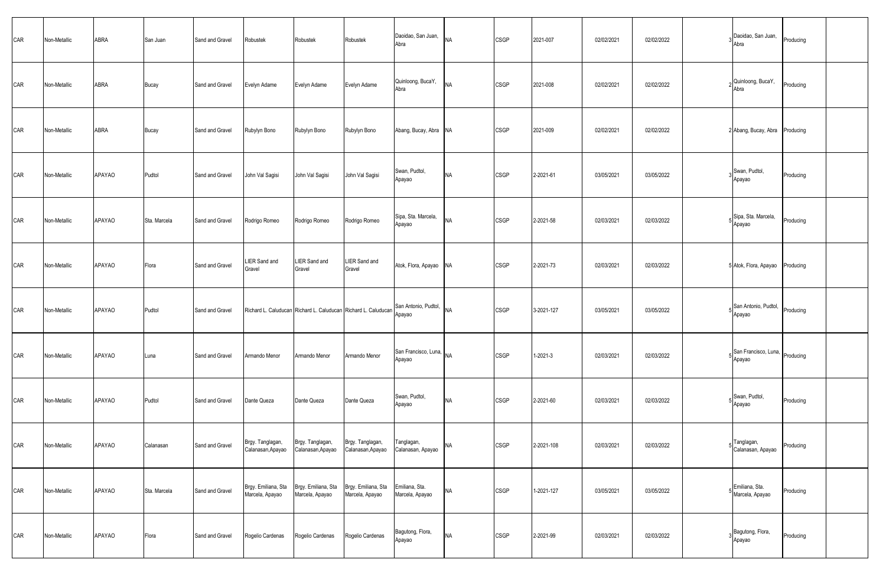| | | | | | | | | | | | | | | | | | |
|---|---|---|---|---|---|---|---|---|---|---|---|---|---|---|---|---|---|
| CAR | Non-Metallic | ABRA | San Juan | Sand and Gravel | Robustek | Robustek | Robustek | Daoidao, San Juan, Abra | NA | CSGP | 2021-007 | 02/02/2021 | 02/02/2022 | | 3 | Daoidao, San Juan, Abra | Producing | |
| CAR | Non-Metallic | ABRA | Bucay | Sand and Gravel | Evelyn Adame | Evelyn Adame | Evelyn Adame | Quinloong, BucaY, Abra | NA | CSGP | 2021-008 | 02/02/2021 | 02/02/2022 | | 2 | Quinloong, BucaY, Abra | Producing | |
| CAR | Non-Metallic | ABRA | Bucay | Sand and Gravel | Rubylyn Bono | Rubylyn Bono | Rubylyn Bono | Abang, Bucay, Abra | NA | CSGP | 2021-009 | 02/02/2021 | 02/02/2022 | | 2 | Abang, Bucay, Abra | Producing | |
| CAR | Non-Metallic | APAYAO | Pudtol | Sand and Gravel | John Val Sagisi | John Val Sagisi | John Val Sagisi | Swan, Pudtol, Apayao | NA | CSGP | 2-2021-61 | 03/05/2021 | 03/05/2022 | | 3 | Swan, Pudtol, Apayao | Producing | |
| CAR | Non-Metallic | APAYAO | Sta. Marcela | Sand and Gravel | Rodrigo Romeo | Rodrigo Romeo | Rodrigo Romeo | Sipa, Sta. Marcela, Apayao | NA | CSGP | 2-2021-58 | 02/03/2021 | 02/03/2022 | | 5 | Sipa, Sta. Marcela, Apayao | Producing | |
| CAR | Non-Metallic | APAYAO | Flora | Sand and Gravel | LIER Sand and Gravel | LIER Sand and Gravel | LIER Sand and Gravel | Atok, Flora, Apayao | NA | CSGP | 2-2021-73 | 02/03/2021 | 02/03/2022 | | 5 | Atok, Flora, Apayao | Producing | |
| CAR | Non-Metallic | APAYAO | Pudtol | Sand and Gravel | Richard L. Caluducan | Richard L. Caluducan | Richard L. Caluducan | San Antonio, Pudtol, Apayao | NA | CSGP | 3-2021-127 | 03/05/2021 | 03/05/2022 | | 5 | San Antonio, Pudtol, Apayao | Producing | |
| CAR | Non-Metallic | APAYAO | Luna | Sand and Gravel | Armando Menor | Armando Menor | Armando Menor | San Francisco, Luna, Apayao | NA | CSGP | 1-2021-3 | 02/03/2021 | 02/03/2022 | | 5 | San Francisco, Luna, Apayao | Producing | |
| CAR | Non-Metallic | APAYAO | Pudtol | Sand and Gravel | Dante Queza | Dante Queza | Dante Queza | Swan, Pudtol, Apayao | NA | CSGP | 2-2021-60 | 02/03/2021 | 02/03/2022 | | 5 | Swan, Pudtol, Apayao | Producing | |
| CAR | Non-Metallic | APAYAO | Calanasan | Sand and Gravel | Brgy. Tanglagan, Calanasan,Apayao | Brgy. Tanglagan, Calanasan,Apayao | Brgy. Tanglagan, Calanasan,Apayao | Tanglagan, Calanasan, Apayao | NA | CSGP | 2-2021-108 | 02/03/2021 | 02/03/2022 | | 5 | Tanglagan, Calanasan, Apayao | Producing | |
| CAR | Non-Metallic | APAYAO | Sta. Marcela | Sand and Gravel | Brgy. Emiliana, Sta Marcela, Apayao | Brgy. Emiliana, Sta Marcela, Apayao | Brgy. Emiliana, Sta Marcela, Apayao | Emiliana, Sta. Marcela, Apayao | NA | CSGP | 1-2021-127 | 03/05/2021 | 03/05/2022 | | 5 | Emiliana, Sta. Marcela, Apayao | Producing | |
| CAR | Non-Metallic | APAYAO | Flora | Sand and Gravel | Rogelio Cardenas | Rogelio Cardenas | Rogelio Cardenas | Bagutong, Flora, Apayao | NA | CSGP | 2-2021-99 | 02/03/2021 | 02/03/2022 | | 3 | Bagutong, Flora, Apayao | Producing | |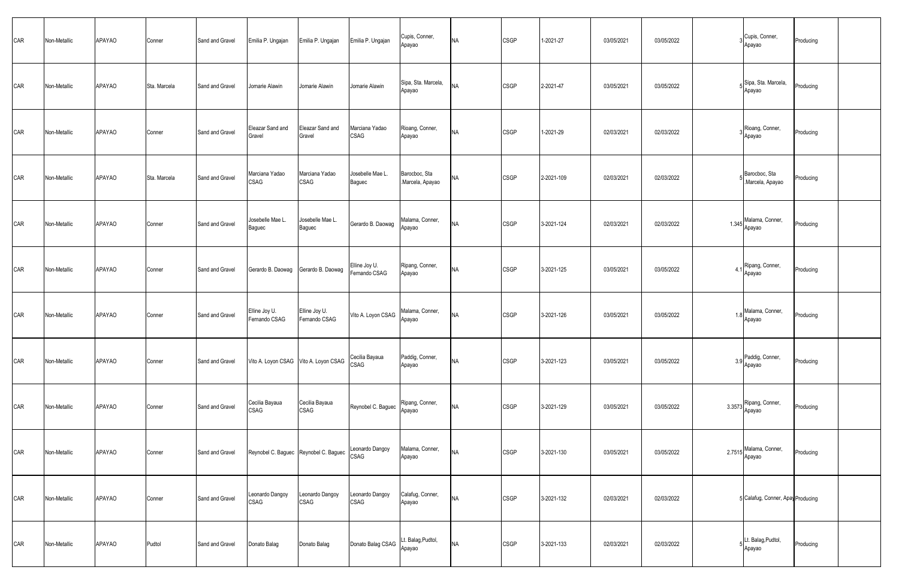| | | | | | | | | | | | | | | | | | |
|---|---|---|---|---|---|---|---|---|---|---|---|---|---|---|---|---|---|
| CAR | Non-Metallic | APAYAO | Conner | Sand and Gravel | Emilia P. Ungajan | Emilia P. Ungajan | Emilia P. Ungajan | Cupis, Conner, Apayao | NA | CSGP | 1-2021-27 | 03/05/2021 | 03/05/2022 | 3 | Cupis, Conner, Apayao | Producing | |
| CAR | Non-Metallic | APAYAO | Sta. Marcela | Sand and Gravel | Jomarie Alawin | Jomarie Alawin | Jomarie Alawin | Sipa, Sta. Marcela, Apayao | NA | CSGP | 2-2021-47 | 03/05/2021 | 03/05/2022 | 5 | Sipa, Sta. Marcela, Apayao | Producing | |
| CAR | Non-Metallic | APAYAO | Conner | Sand and Gravel | Eleazar Sand and Gravel | Eleazar Sand and Gravel | Marciana Yadao CSAG | Rioang, Conner, Apayao | NA | CSGP | 1-2021-29 | 02/03/2021 | 02/03/2022 | 3 | Rioang, Conner, Apayao | Producing | |
| CAR | Non-Metallic | APAYAO | Sta. Marcela | Sand and Gravel | Marciana Yadao CSAG | Marciana Yadao CSAG | Josebelle Mae L. Baguec | Barocboc, Sta .Marcela, Apayao | NA | CSGP | 2-2021-109 | 02/03/2021 | 02/03/2022 | 5 | Barocboc, Sta .Marcela, Apayao | Producing | |
| CAR | Non-Metallic | APAYAO | Conner | Sand and Gravel | Josebelle Mae L. Baguec | Josebelle Mae L. Baguec | Gerardo B. Daowag | Malama, Conner, Apayao | NA | CSGP | 3-2021-124 | 02/03/2021 | 02/03/2022 | 1.345 | Malama, Conner, Apayao | Producing | |
| CAR | Non-Metallic | APAYAO | Conner | Sand and Gravel | Gerardo B. Daowag | Gerardo B. Daowag | Elline Joy U. Fernando CSAG | Ripang, Conner, Apayao | NA | CSGP | 3-2021-125 | 03/05/2021 | 03/05/2022 | 4.1 | Ripang, Conner, Apayao | Producing | |
| CAR | Non-Metallic | APAYAO | Conner | Sand and Gravel | Elline Joy U. Fernando CSAG | Elline Joy U. Fernando CSAG | Vito A. Loyon CSAG | Malama, Conner, Apayao | NA | CSGP | 3-2021-126 | 03/05/2021 | 03/05/2022 | 1.8 | Malama, Conner, Apayao | Producing | |
| CAR | Non-Metallic | APAYAO | Conner | Sand and Gravel | Vito A. Loyon CSAG | Vito A. Loyon CSAG | Cecilia Bayaua CSAG | Paddig, Conner, Apayao | NA | CSGP | 3-2021-123 | 03/05/2021 | 03/05/2022 | 3.9 | Paddig, Conner, Apayao | Producing | |
| CAR | Non-Metallic | APAYAO | Conner | Sand and Gravel | Cecilia Bayaua CSAG | Cecilia Bayaua CSAG | Reynobel C. Baguec | Ripang, Conner, Apayao | NA | CSGP | 3-2021-129 | 03/05/2021 | 03/05/2022 | 3.3573 | Ripang, Conner, Apayao | Producing | |
| CAR | Non-Metallic | APAYAO | Conner | Sand and Gravel | Reynobel C. Baguec | Reynobel C. Baguec | Leonardo Dangoy CSAG | Malama, Conner, Apayao | NA | CSGP | 3-2021-130 | 03/05/2021 | 03/05/2022 | 2.7515 | Malama, Conner, Apayao | Producing | |
| CAR | Non-Metallic | APAYAO | Conner | Sand and Gravel | Leonardo Dangoy CSAG | Leonardo Dangoy CSAG | Leonardo Dangoy CSAG | Calafug, Conner, Apayao | NA | CSGP | 3-2021-132 | 02/03/2021 | 02/03/2022 | 5 | Calafug, Conner, Apay | Producing | |
| CAR | Non-Metallic | APAYAO | Pudtol | Sand and Gravel | Donato Balag | Donato Balag | Donato Balag CSAG | Lt. Balag,Pudtol, Apayao | NA | CSGP | 3-2021-133 | 02/03/2021 | 02/03/2022 | 5 | Lt. Balag,Pudtol, Apayao | Producing | |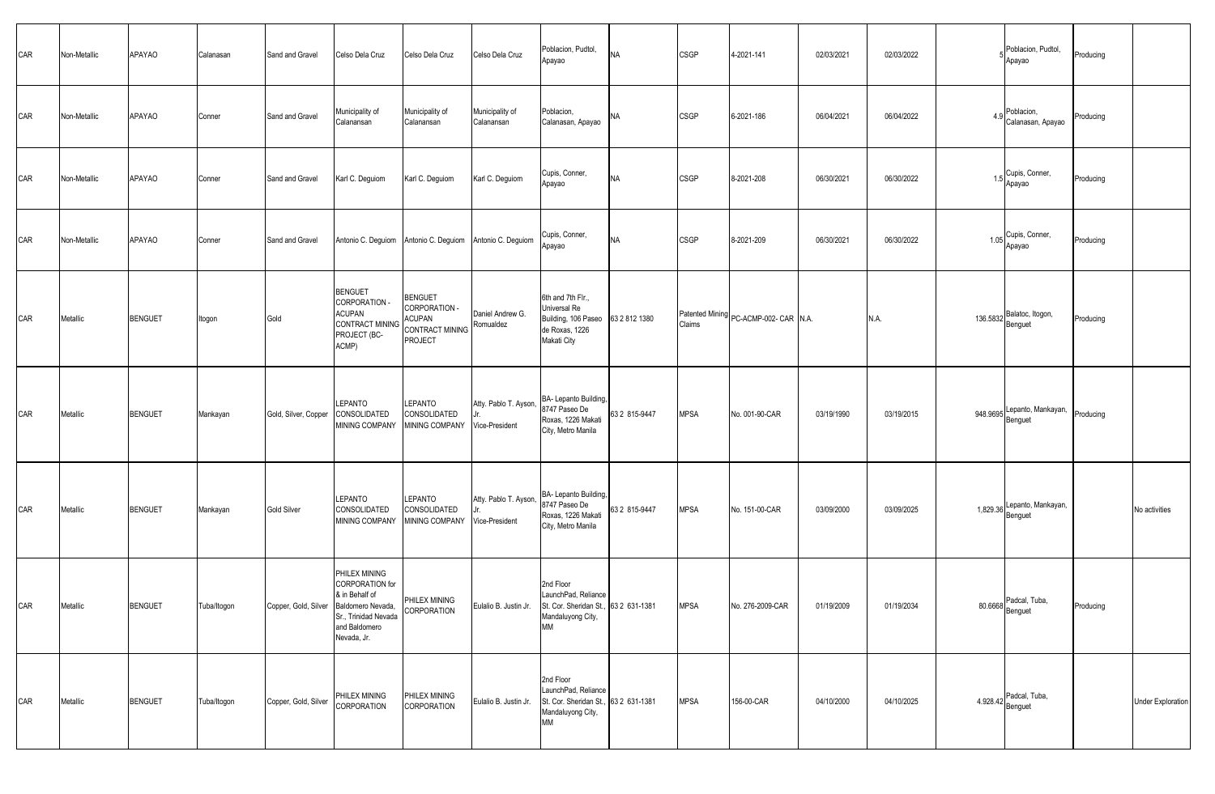| CAR | Non-Metallic | APAYAO | Calanasan | Sand and Gravel | Celso Dela Cruz | Celso Dela Cruz | Celso Dela Cruz | Poblacion, Pudtol, Apayao | NA | CSGP | 4-2021-141 | 02/03/2021 | 02/03/2022 | 5 | Poblacion, Pudtol, Apayao | Producing | |
|---|---|---|---|---|---|---|---|---|---|---|---|---|---|---|---|---|---|
| CAR | Non-Metallic | APAYAO | Conner | Sand and Gravel | Municipality of Calanansan | Municipality of Calanansan | Municipality of Calanansan | Poblacion, Calanasan, Apayao | NA | CSGP | 6-2021-186 | 06/04/2021 | 06/04/2022 | 4.9 | Poblacion, Calanasan, Apayao | Producing | |
| CAR | Non-Metallic | APAYAO | Conner | Sand and Gravel | Karl C. Deguiom | Karl C. Deguiom | Karl C. Deguiom | Cupis, Conner, Apayao | NA | CSGP | 8-2021-208 | 06/30/2021 | 06/30/2022 | 1.5 | Cupis, Conner, Apayao | Producing | |
| CAR | Non-Metallic | APAYAO | Conner | Sand and Gravel | Antonio C. Deguiom | Antonio C. Deguiom | Antonio C. Deguiom | Cupis, Conner, Apayao | NA | CSGP | 8-2021-209 | 06/30/2021 | 06/30/2022 | 1.05 | Cupis, Conner, Apayao | Producing | |
| CAR | Metallic | BENGUET | Itogon | Gold | BENGUET CORPORATION - ACUPAN CONTRACT MINING PROJECT (BC-ACMP) | BENGUET CORPORATION - ACUPAN CONTRACT MINING PROJECT | Daniel Andrew G. Romualdez | 6th and 7th Flr., Universal Re Building, 106 Paseo de Roxas, 1226 Makati City | 63 2 812 1380 | Patented Mining Claims | PC-ACMP-002- CAR | N.A. | N.A. | 136.5832 | Balatoc, Itogon, Benguet | Producing | |
| CAR | Metallic | BENGUET | Mankayan | Gold, Silver, Copper | LEPANTO CONSOLIDATED MINING COMPANY | LEPANTO CONSOLIDATED MINING COMPANY | Atty. Pablo T. Ayson, Jr. Vice-President | BA- Lepanto Building, 8747 Paseo De Roxas, 1226 Makati City, Metro Manila | 63 2 815-9447 | MPSA | No. 001-90-CAR | 03/19/1990 | 03/19/2015 | 948.9695 | Lepanto, Mankayan, Benguet | Producing | |
| CAR | Metallic | BENGUET | Mankayan | Gold Silver | LEPANTO CONSOLIDATED MINING COMPANY | LEPANTO CONSOLIDATED MINING COMPANY | Atty. Pablo T. Ayson, Jr. Vice-President | BA- Lepanto Building, 8747 Paseo De Roxas, 1226 Makati City, Metro Manila | 63 2 815-9447 | MPSA | No. 151-00-CAR | 03/09/2000 | 03/09/2025 | 1,829.36 | Lepanto, Mankayan, Benguet | | No activities |
| CAR | Metallic | BENGUET | Tuba/Itogon | Copper, Gold, Silver | PHILEX MINING CORPORATION for & in Behalf of Baldomero Nevada, Sr., Trinidad Nevada and Baldomero Nevada, Jr. | PHILEX MINING CORPORATION | Eulalio B. Justin Jr. | 2nd Floor LaunchPad, Reliance St. Cor. Sheridan St., Mandaluyong City, MM | 63 2 631-1381 | MPSA | No. 276-2009-CAR | 01/19/2009 | 01/19/2034 | 80.6668 | Padcal, Tuba, Benguet | Producing | |
| CAR | Metallic | BENGUET | Tuba/Itogon | Copper, Gold, Silver | PHILEX MINING CORPORATION | PHILEX MINING CORPORATION | Eulalio B. Justin Jr. | 2nd Floor LaunchPad, Reliance St. Cor. Sheridan St., Mandaluyong City, MM | 63 2 631-1381 | MPSA | 156-00-CAR | 04/10/2000 | 04/10/2025 | 4,928.42 | Padcal, Tuba, Benguet | | Under Exploration |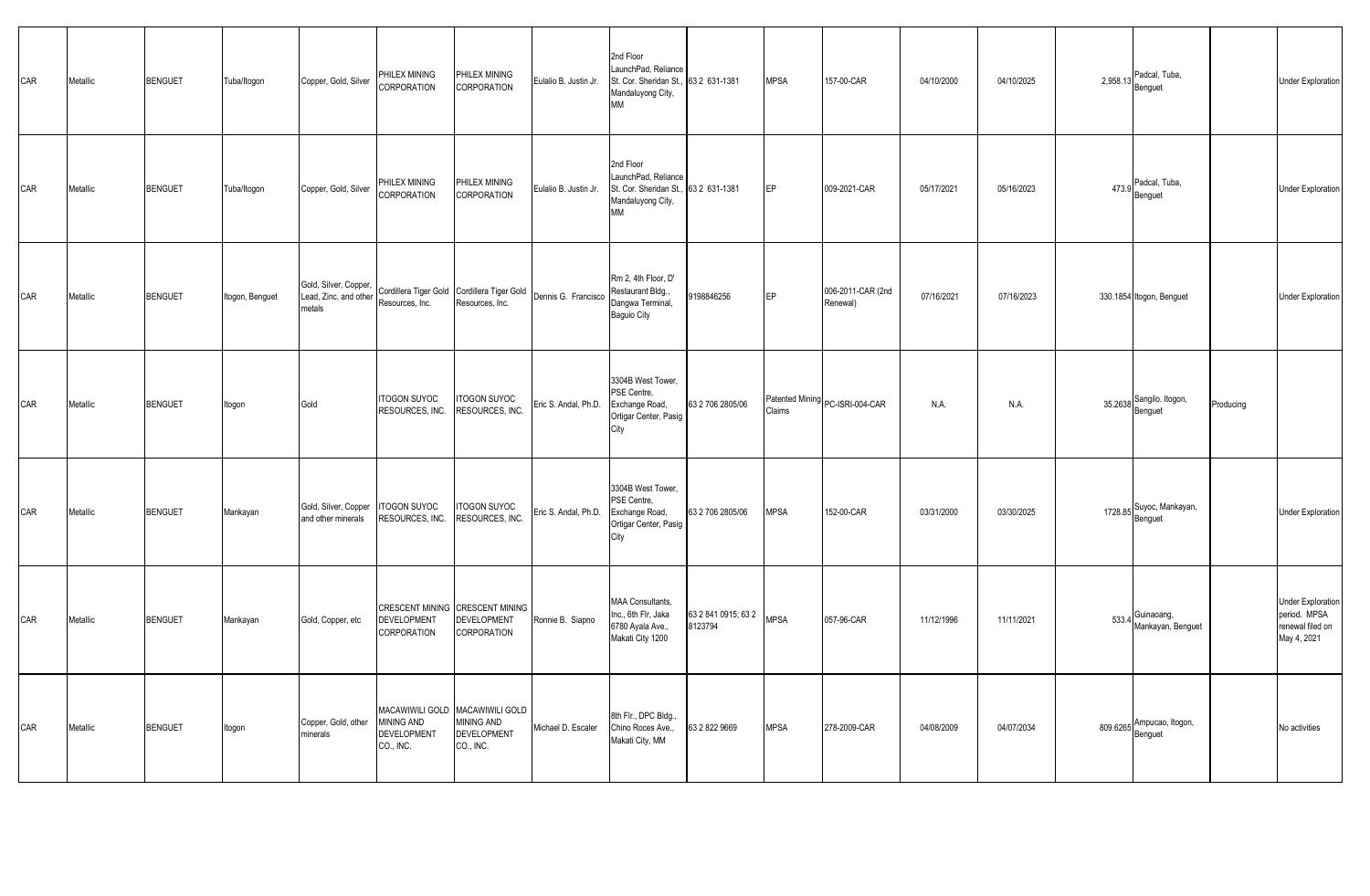| | | | | | | | | | | | | | | | | | |
|---|---|---|---|---|---|---|---|---|---|---|---|---|---|---|---|---|---|
| CAR | Metallic | BENGUET | Tuba/Itogon | Copper, Gold, Silver | PHILEX MINING CORPORATION | PHILEX MINING CORPORATION | Eulalio B. Justin Jr. | 2nd Floor LaunchPad, Reliance St. Cor. Sheridan St., Mandaluyong City, MM | 63 2 631-1381 | MPSA | 157-00-CAR | 04/10/2000 | 04/10/2025 | 2,958.13 | Padcal, Tuba, Benguet | | Under Exploration |
| CAR | Metallic | BENGUET | Tuba/Itogon | Copper, Gold, Silver | PHILEX MINING CORPORATION | PHILEX MINING CORPORATION | Eulalio B. Justin Jr. | 2nd Floor LaunchPad, Reliance St. Cor. Sheridan St., Mandaluyong City, MM | 63 2 631-1381 | EP | 009-2021-CAR | 05/17/2021 | 05/16/2023 | 473.9 | Padcal, Tuba, Benguet | | Under Exploration |
| CAR | Metallic | BENGUET | Itogon, Benguet | Gold, Silver, Copper, Lead, Zinc, and other metals | Cordillera Tiger Gold Resources, Inc. | Cordillera Tiger Gold Resources, Inc. | Dennis G. Francisco | Rm 2, 4th Floor, D' Restaurant Bldg., Dangwa Terminal, Baguio City | 9198846256 | EP | 006-2011-CAR (2nd Renewal) | 07/16/2021 | 07/16/2023 | 330.1854 | Itogon, Benguet | | Under Exploration |
| CAR | Metallic | BENGUET | Itogon | Gold | ITOGON SUYOC RESOURCES, INC. | ITOGON SUYOC RESOURCES, INC. | Eric S. Andal, Ph.D. | 3304B West Tower, PSE Centre, Exchange Road, Ortigar Center, Pasig City | 63 2 706 2805/06 | Patented Mining Claims | PC-ISRI-004-CAR | N.A. | N.A. | 35.2638 | Sangilo. Itogon, Benguet | Producing | |
| CAR | Metallic | BENGUET | Mankayan | Gold, Silver, Copper and other minerals | ITOGON SUYOC RESOURCES, INC. | ITOGON SUYOC RESOURCES, INC. | Eric S. Andal, Ph.D. | 3304B West Tower, PSE Centre, Exchange Road, Ortigar Center, Pasig City | 63 2 706 2805/06 | MPSA | 152-00-CAR | 03/31/2000 | 03/30/2025 | 1728.85 | Suyoc, Mankayan, Benguet | | Under Exploration |
| CAR | Metallic | BENGUET | Mankayan | Gold, Copper, etc | CRESCENT MINING DEVELOPMENT CORPORATION | CRESCENT MINING DEVELOPMENT CORPORATION | Ronnie B. Siapno | MAA Consultants, Inc., 6th Flr, Jaka 6780 Ayala Ave., Makati City 1200 | 63 2 841 0915; 63 2 8123794 | MPSA | 057-96-CAR | 11/12/1996 | 11/11/2021 | 533.4 | Guinaoang, Mankayan, Benguet | | Under Exploration period. MPSA renewal filed on May 4, 2021 |
| CAR | Metallic | BENGUET | Itogon | Copper, Gold, other minerals | MACAWIWILI GOLD MINING AND DEVELOPMENT CO., INC. | MACAWIWILI GOLD MINING AND DEVELOPMENT CO., INC. | Michael D. Escaler | 8th Flr., DPC Bldg., Chino Roces Ave., Makati City, MM | 63 2 822 9669 | MPSA | 278-2009-CAR | 04/08/2009 | 04/07/2034 | 809.6265 | Ampucao, Itogon, Benguet | | No activities |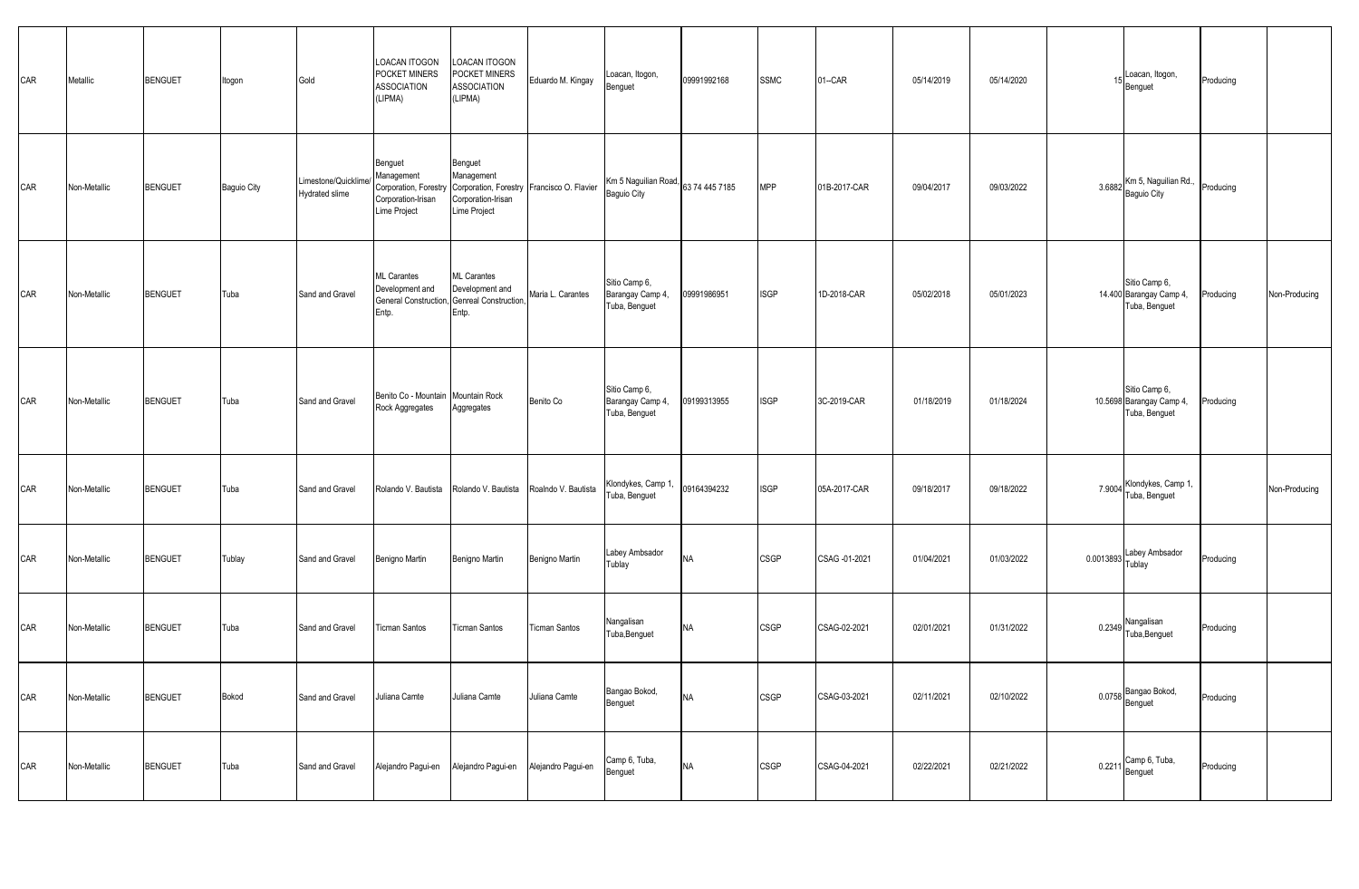| CAR | Metallic | BENGUET | Itogon | Gold | LOACAN ITOGON POCKET MINERS ASSOCIATION (LIPMA) | LOACAN ITOGON POCKET MINERS ASSOCIATION (LIPMA) | Eduardo M. Kingay | Loacan, Itogon, Benguet | 09991992168 | SSMC | 01--CAR | 05/14/2019 | 05/14/2020 | 15 | Loacan, Itogon, Benguet | Producing | |
|---|---|---|---|---|---|---|---|---|---|---|---|---|---|---|---|---|---|
| CAR | Non-Metallic | BENGUET | Baguio City | Limestone/Quicklime/ Hydrated slime | Benguet Management Corporation, Forestry Corporation-Irisan Lime Project | Benguet Management Corporation, Forestry Corporation-Irisan Lime Project | Francisco O. Flavier | Km 5 Naguilian Road, Baguio City | 63 74 445 7185 | MPP | 01B-2017-CAR | 09/04/2017 | 09/03/2022 | 3.6882 | Km 5, Naguilian Rd., Baguio City | Producing | |
| CAR | Non-Metallic | BENGUET | Tuba | Sand and Gravel | ML Carantes Development and General Construction, Entp. | ML Carantes Development and Genreal Construction, Entp. | Maria L. Carantes | Sitio Camp 6, Barangay Camp 4, Tuba, Benguet | 09991986951 | ISGP | 1D-2018-CAR | 05/02/2018 | 05/01/2023 | 14.400 | Sitio Camp 6, Barangay Camp 4, Tuba, Benguet | Producing | Non-Producing |
| CAR | Non-Metallic | BENGUET | Tuba | Sand and Gravel | Benito Co - Mountain Rock Aggregates | Mountain Rock Aggregates | Benito Co | Sitio Camp 6, Barangay Camp 4, Tuba, Benguet | 09199313955 | ISGP | 3C-2019-CAR | 01/18/2019 | 01/18/2024 | 10.5698 | Sitio Camp 6, Barangay Camp 4, Tuba, Benguet | Producing | |
| CAR | Non-Metallic | BENGUET | Tuba | Sand and Gravel | Rolando V. Bautista | Rolando V. Bautista | Roalndo V. Bautista | Klondykes, Camp 1, Tuba, Benguet | 09164394232 | ISGP | 05A-2017-CAR | 09/18/2017 | 09/18/2022 | 7.9004 | Klondykes, Camp 1, Tuba, Benguet | | Non-Producing |
| CAR | Non-Metallic | BENGUET | Tublay | Sand and Gravel | Benigno Martin | Benigno Martin | Benigno Martin | Labey Ambsador Tublay | NA | CSGP | CSAG -01-2021 | 01/04/2021 | 01/03/2022 | 0.0013893 | Labey Ambsador Tublay | Producing | |
| CAR | Non-Metallic | BENGUET | Tuba | Sand and Gravel | Ticman Santos | Ticman Santos | Ticman Santos | Nangalisan Tuba,Benguet | NA | CSGP | CSAG-02-2021 | 02/01/2021 | 01/31/2022 | 0.2349 | Nangalisan Tuba,Benguet | Producing | |
| CAR | Non-Metallic | BENGUET | Bokod | Sand and Gravel | Juliana Camte | Juliana Camte | Juliana Camte | Bangao Bokod, Benguet | NA | CSGP | CSAG-03-2021 | 02/11/2021 | 02/10/2022 | 0.0758 | Bangao Bokod, Benguet | Producing | |
| CAR | Non-Metallic | BENGUET | Tuba | Sand and Gravel | Alejandro Pagui-en | Alejandro Pagui-en | Alejandro Pagui-en | Camp 6, Tuba, Benguet | NA | CSGP | CSAG-04-2021 | 02/22/2021 | 02/21/2022 | 0.2211 | Camp 6, Tuba, Benguet | Producing | |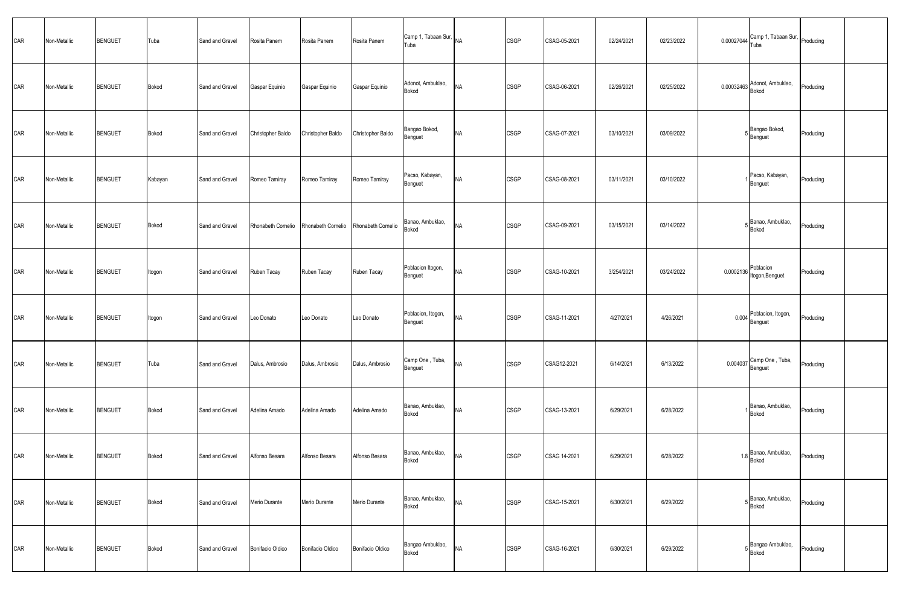| | | | | | | | | | | | | | | | | | |
|---|---|---|---|---|---|---|---|---|---|---|---|---|---|---|---|---|---|
| CAR | Non-Metallic | BENGUET | Tuba | Sand and Gravel | Rosita Panem | Rosita Panem | Rosita Panem | Camp 1, Tabaan Sur, Tuba | NA | CSGP | CSAG-05-2021 | 02/24/2021 | 02/23/2022 | 0.00027044 | Camp 1, Tabaan Sur, Tuba | Producing | |
| CAR | Non-Metallic | BENGUET | Bokod | Sand and Gravel | Gaspar Equinio | Gaspar Equinio | Gaspar Equinio | Adonot, Ambuklao, Bokod | NA | CSGP | CSAG-06-2021 | 02/26/2021 | 02/25/2022 | 0.00032463 | Adonot, Ambuklao, Bokod | Producing | |
| CAR | Non-Metallic | BENGUET | Bokod | Sand and Gravel | Christopher Baldo | Christopher Baldo | Christopher Baldo | Bangao Bokod, Benguet | NA | CSGP | CSAG-07-2021 | 03/10/2021 | 03/09/2022 | 5 | Bangao Bokod, Benguet | Producing | |
| CAR | Non-Metallic | BENGUET | Kabayan | Sand and Gravel | Romeo Tamiray | Romeo Tamiray | Romeo Tamiray | Pacso, Kabayan, Benguet | NA | CSGP | CSAG-08-2021 | 03/11/2021 | 03/10/2022 | 1 | Pacso, Kabayan, Benguet | Producing | |
| CAR | Non-Metallic | BENGUET | Bokod | Sand and Gravel | Rhonabeth Cornelio | Rhonabeth Cornelio | Rhonabeth Cornelio | Banao, Ambuklao, Bokod | NA | CSGP | CSAG-09-2021 | 03/15/2021 | 03/14/2022 | 5 | Banao, Ambuklao, Bokod | Producing | |
| CAR | Non-Metallic | BENGUET | Itogon | Sand and Gravel | Ruben Tacay | Ruben Tacay | Ruben Tacay | Poblacion Itogon, Benguet | NA | CSGP | CSAG-10-2021 | 3/254/2021 | 03/24/2022 | 0.0002136 | Poblacion Itogon,Benguet | Producing | |
| CAR | Non-Metallic | BENGUET | Itogon | Sand and Gravel | Leo Donato | Leo Donato | Leo Donato | Poblacion, Itogon, Benguet | NA | CSGP | CSAG-11-2021 | 4/27/2021 | 4/26/2021 | 0.004 | Poblacion, Itogon, Benguet | Producing | |
| CAR | Non-Metallic | BENGUET | Tuba | Sand and Gravel | Dalus, Ambrosio | Dalus, Ambrosio | Dalus, Ambrosio | Camp One , Tuba, Benguet | NA | CSGP | CSAG12-2021 | 6/14/2021 | 6/13/2022 | 0.004037 | Camp One , Tuba, Benguet | Producing | |
| CAR | Non-Metallic | BENGUET | Bokod | Sand and Gravel | Adelina Amado | Adelina Amado | Adelina Amado | Banao, Ambuklao, Bokod | NA | CSGP | CSAG-13-2021 | 6/29/2021 | 6/28/2022 | 1 | Banao, Ambuklao, Bokod | Producing | |
| CAR | Non-Metallic | BENGUET | Bokod | Sand and Gravel | Alfonso Besara | Alfonso Besara | Alfonso Besara | Banao, Ambuklao, Bokod | NA | CSGP | CSAG 14-2021 | 6/29/2021 | 6/28/2022 | 1.8 | Banao, Ambuklao, Bokod | Producing | |
| CAR | Non-Metallic | BENGUET | Bokod | Sand and Gravel | Merio Durante | Merio Durante | Merio Durante | Banao, Ambuklao, Bokod | NA | CSGP | CSAG-15-2021 | 6/30/2021 | 6/29/2022 | 5 | Banao, Ambuklao, Bokod | Producing | |
| CAR | Non-Metallic | BENGUET | Bokod | Sand and Gravel | Bonifacio Oldico | Bonifacio Oldico | Bonifacio Oldico | Bangao Ambuklao, Bokod | NA | CSGP | CSAG-16-2021 | 6/30/2021 | 6/29/2022 | 5 | Bangao Ambuklao, Bokod | Producing | |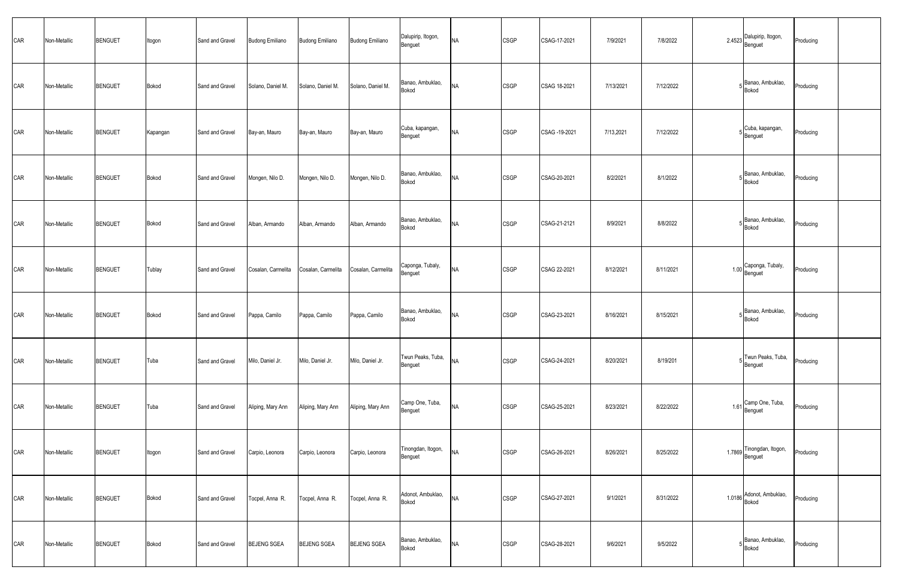| CAR | Non-Metallic | BENGUET | Itogon | Sand and Gravel | Budong Emiliano | Budong Emiliano | Budong Emiliano | Dalupirip, Itogon, Benguet | NA | CSGP | CSAG-17-2021 | 7/9/2021 | 7/8/2022 | 2.4523 | Dalupirip, Itogon, Benguet | Producing | |
|---|---|---|---|---|---|---|---|---|---|---|---|---|---|---|---|---|---|
| CAR | Non-Metallic | BENGUET | Bokod | Sand and Gravel | Solano, Daniel M. | Solano, Daniel M. | Solano, Daniel M. | Banao, Ambuklao, Bokod | NA | CSGP | CSAG 18-2021 | 7/13/2021 | 7/12/2022 | 5 | Banao, Ambuklao, Bokod | Producing | |
| CAR | Non-Metallic | BENGUET | Kapangan | Sand and Gravel | Bay-an, Mauro | Bay-an, Mauro | Bay-an, Mauro | Cuba, kapangan, Benguet | NA | CSGP | CSAG -19-2021 | 7/13,2021 | 7/12/2022 | 5 | Cuba, kapangan, Benguet | Producing | |
| CAR | Non-Metallic | BENGUET | Bokod | Sand and Gravel | Mongen, Nilo D. | Mongen, Nilo D. | Mongen, Nilo D. | Banao, Ambuklao, Bokod | NA | CSGP | CSAG-20-2021 | 8/2/2021 | 8/1/2022 | 5 | Banao, Ambuklao, Bokod | Producing | |
| CAR | Non-Metallic | BENGUET | Bokod | Sand and Gravel | Alban, Armando | Alban, Armando | Alban, Armando | Banao, Ambuklao, Bokod | NA | CSGP | CSAG-21-2121 | 8/9/2021 | 8/8/2022 | 5 | Banao, Ambuklao, Bokod | Producing | |
| CAR | Non-Metallic | BENGUET | Tublay | Sand and Gravel | Cosalan, Carmelita | Cosalan, Carmelita | Cosalan, Carmelita | Caponga, Tubaly, Benguet | NA | CSGP | CSAG 22-2021 | 8/12/2021 | 8/11/2021 | 1.00 | Caponga, Tubaly, Benguet | Producing | |
| CAR | Non-Metallic | BENGUET | Bokod | Sand and Gravel | Pappa, Camilo | Pappa, Camilo | Pappa, Camilo | Banao, Ambuklao, Bokod | NA | CSGP | CSAG-23-2021 | 8/16/2021 | 8/15/2021 | 5 | Banao, Ambuklao, Bokod | Producing | |
| CAR | Non-Metallic | BENGUET | Tuba | Sand and Gravel | Milo, Daniel Jr. | Milo, Daniel Jr. | Milo, Daniel Jr. | Twun Peaks, Tuba, Benguet | NA | CSGP | CSAG-24-2021 | 8/20/2021 | 8/19/201 | 5 | Twun Peaks, Tuba, Benguet | Producing | |
| CAR | Non-Metallic | BENGUET | Tuba | Sand and Gravel | Aliping, Mary Ann | Aliping, Mary Ann | Aliping, Mary Ann | Camp One, Tuba, Benguet | NA | CSGP | CSAG-25-2021 | 8/23/2021 | 8/22/2022 | 1.61 | Camp One, Tuba, Benguet | Producing | |
| CAR | Non-Metallic | BENGUET | Itogon | Sand and Gravel | Carpio, Leonora | Carpio, Leonora | Carpio, Leonora | Tinongdan, Itogon, Benguet | NA | CSGP | CSAG-26-2021 | 8/26/2021 | 8/25/2022 | 1.7869 | Tinongdan, Itogon, Benguet | Producing | |
| CAR | Non-Metallic | BENGUET | Bokod | Sand and Gravel | Tocpel, Anna R. | Tocpel, Anna R. | Tocpel, Anna R. | Adonot, Ambuklao, Bokod | NA | CSGP | CSAG-27-2021 | 9/1/2021 | 8/31/2022 | 1.0186 | Adonot, Ambuklao, Bokod | Producing | |
| CAR | Non-Metallic | BENGUET | Bokod | Sand and Gravel | BEJENG SGEA | BEJENG SGEA | BEJENG SGEA | Banao, Ambuklao, Bokod | NA | CSGP | CSAG-28-2021 | 9/6/2021 | 9/5/2022 | 5 | Banao, Ambuklao, Bokod | Producing | |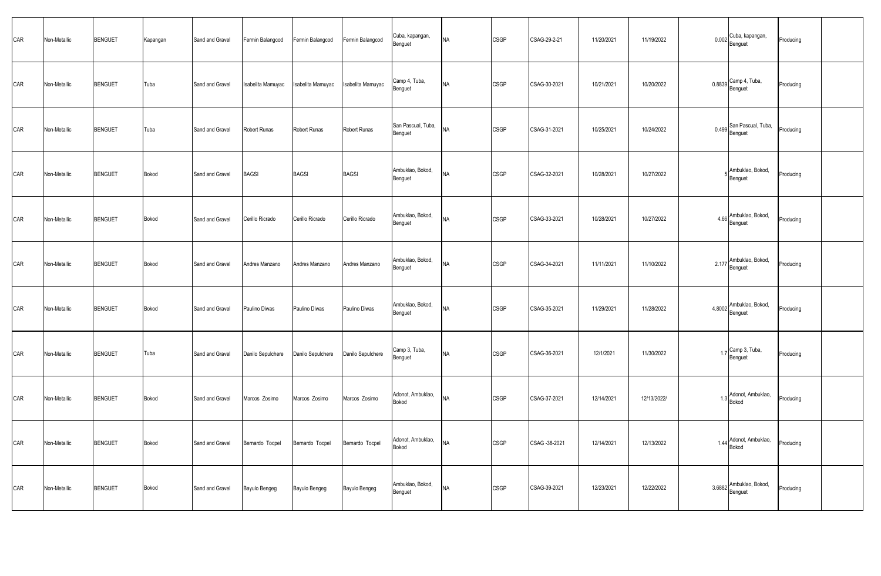| | | | | | | | | | | | | | | | | | |
|---|---|---|---|---|---|---|---|---|---|---|---|---|---|---|---|---|---|
| CAR | Non-Metallic | BENGUET | Kapangan | Sand and Gravel | Fermin Balangcod | Fermin Balangcod | Fermin Balangcod | Cuba, kapangan, Benguet | NA | CSGP | CSAG-29-2-21 | 11/20/2021 | 11/19/2022 | 0.002 | Cuba, kapangan, Benguet | Producing | |
| CAR | Non-Metallic | BENGUET | Tuba | Sand and Gravel | Isabelita Mamuyac | Isabelita Mamuyac | Isabelita Mamuyac | Camp 4, Tuba, Benguet | NA | CSGP | CSAG-30-2021 | 10/21/2021 | 10/20/2022 | 0.8839 | Camp 4, Tuba, Benguet | Producing | |
| CAR | Non-Metallic | BENGUET | Tuba | Sand and Gravel | Robert Runas | Robert Runas | Robert Runas | San Pascual, Tuba, Benguet | NA | CSGP | CSAG-31-2021 | 10/25/2021 | 10/24/2022 | 0.499 | San Pascual, Tuba, Benguet | Producing | |
| CAR | Non-Metallic | BENGUET | Bokod | Sand and Gravel | BAGSI | BAGSI | BAGSI | Ambuklao, Bokod, Benguet | NA | CSGP | CSAG-32-2021 | 10/28/2021 | 10/27/2022 | 5 | Ambuklao, Bokod, Benguet | Producing | |
| CAR | Non-Metallic | BENGUET | Bokod | Sand and Gravel | Cerillo Ricrado | Cerillo Ricrado | Cerillo Ricrado | Ambuklao, Bokod, Benguet | NA | CSGP | CSAG-33-2021 | 10/28/2021 | 10/27/2022 | 4.66 | Ambuklao, Bokod, Benguet | Producing | |
| CAR | Non-Metallic | BENGUET | Bokod | Sand and Gravel | Andres Manzano | Andres Manzano | Andres Manzano | Ambuklao, Bokod, Benguet | NA | CSGP | CSAG-34-2021 | 11/11/2021 | 11/10/2022 | 2.177 | Ambuklao, Bokod, Benguet | Producing | |
| CAR | Non-Metallic | BENGUET | Bokod | Sand and Gravel | Paulino Diwas | Paulino Diwas | Paulino Diwas | Ambuklao, Bokod, Benguet | NA | CSGP | CSAG-35-2021 | 11/29/2021 | 11/28/2022 | 4.8002 | Ambuklao, Bokod, Benguet | Producing | |
| CAR | Non-Metallic | BENGUET | Tuba | Sand and Gravel | Danilo Sepulchere | Danilo Sepulchere | Danilo Sepulchere | Camp 3, Tuba, Benguet | NA | CSGP | CSAG-36-2021 | 12/1/2021 | 11/30/2022 | 1.7 | Camp 3, Tuba, Benguet | Producing | |
| CAR | Non-Metallic | BENGUET | Bokod | Sand and Gravel | Marcos Zosimo | Marcos Zosimo | Marcos Zosimo | Adonot, Ambuklao, Bokod | NA | CSGP | CSAG-37-2021 | 12/14/2021 | 12/13/2022/ | 1.3 | Adonot, Ambuklao, Bokod | Producing | |
| CAR | Non-Metallic | BENGUET | Bokod | Sand and Gravel | Bernardo Tocpel | Bernardo Tocpel | Bernardo Tocpel | Adonot, Ambuklao, Bokod | NA | CSGP | CSAG -38-2021 | 12/14/2021 | 12/13/2022 | 1.44 | Adonot, Ambuklao, Bokod | Producing | |
| CAR | Non-Metallic | BENGUET | Bokod | Sand and Gravel | Bayulo Bengeg | Bayulo Bengeg | Bayulo Bengeg | Ambuklao, Bokod, Benguet | NA | CSGP | CSAG-39-2021 | 12/23/2021 | 12/22/2022 | 3.6882 | Ambuklao, Bokod, Benguet | Producing | |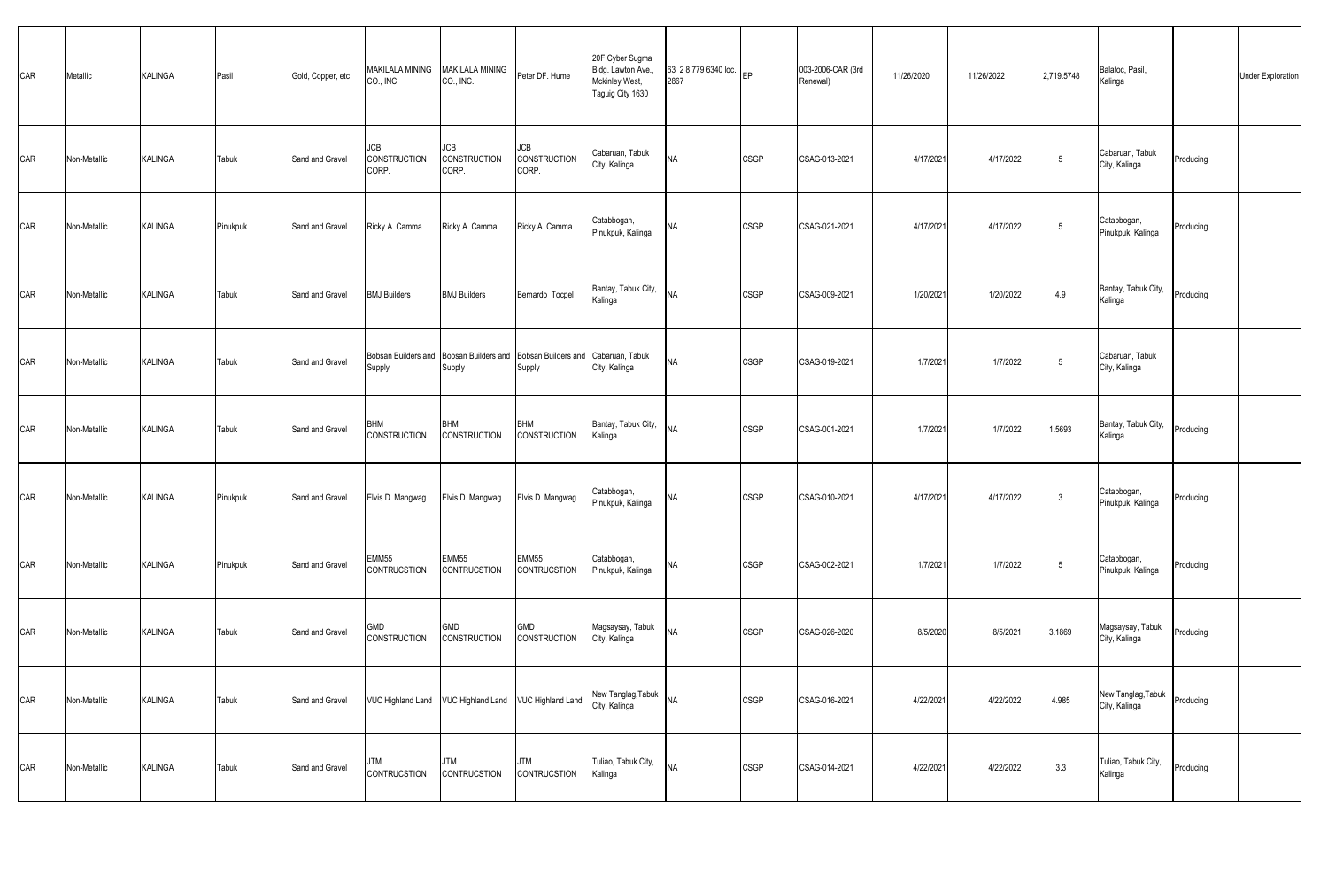| CAR | Metallic | KALINGA | Pasil | Gold, Copper, etc | MAKILALA MINING CO., INC. | MAKILALA MINING CO., INC. | Peter DF. Hume | 20F Cyber Sugma Bldg. Lawton Ave., Mckinley West, Taguig City 1630 | 63 2 8 779 6340 loc. 2867 | EP | 003-2006-CAR (3rd Renewal) | 11/26/2020 | 11/26/2022 | 2,719.5748 | Balatoc, Pasil, Kalinga | | Under Exploration |
|---|---|---|---|---|---|---|---|---|---|---|---|---|---|---|---|---|---|
| CAR | Non-Metallic | KALINGA | Tabuk | Sand and Gravel | JCB CONSTRUCTION CORP. | JCB CONSTRUCTION CORP. | JCB CONSTRUCTION CORP. | Cabaruan, Tabuk City, Kalinga | NA | CSGP | CSAG-013-2021 | 4/17/2021 | 4/17/2022 | 5 | Cabaruan, Tabuk City, Kalinga | Producing | |
| CAR | Non-Metallic | KALINGA | Pinukpuk | Sand and Gravel | Ricky A. Camma | Ricky A. Camma | Ricky A. Camma | Catabbogan, Pinukpuk, Kalinga | NA | CSGP | CSAG-021-2021 | 4/17/2021 | 4/17/2022 | 5 | Catabbogan, Pinukpuk, Kalinga | Producing | |
| CAR | Non-Metallic | KALINGA | Tabuk | Sand and Gravel | BMJ Builders | BMJ Builders | Bernardo Tocpel | Bantay, Tabuk City, Kalinga | NA | CSGP | CSAG-009-2021 | 1/20/2021 | 1/20/2022 | 4.9 | Bantay, Tabuk City, Kalinga | Producing | |
| CAR | Non-Metallic | KALINGA | Tabuk | Sand and Gravel | Bobsan Builders and Supply | Bobsan Builders and Supply | Bobsan Builders and Supply | Cabaruan, Tabuk City, Kalinga | NA | CSGP | CSAG-019-2021 | 1/7/2021 | 1/7/2022 | 5 | Cabaruan, Tabuk City, Kalinga | | |
| CAR | Non-Metallic | KALINGA | Tabuk | Sand and Gravel | BHM CONSTRUCTION | BHM CONSTRUCTION | BHM CONSTRUCTION | Bantay, Tabuk City, Kalinga | NA | CSGP | CSAG-001-2021 | 1/7/2021 | 1/7/2022 | 1.5693 | Bantay, Tabuk City, Kalinga | Producing | |
| CAR | Non-Metallic | KALINGA | Pinukpuk | Sand and Gravel | Elvis D. Mangwag | Elvis D. Mangwag | Elvis D. Mangwag | Catabbogan, Pinukpuk, Kalinga | NA | CSGP | CSAG-010-2021 | 4/17/2021 | 4/17/2022 | 3 | Catabbogan, Pinukpuk, Kalinga | Producing | |
| CAR | Non-Metallic | KALINGA | Pinukpuk | Sand and Gravel | EMM55 CONTRUCSTION | EMM55 CONTRUCSTION | EMM55 CONTRUCSTION | Catabbogan, Pinukpuk, Kalinga | NA | CSGP | CSAG-002-2021 | 1/7/2021 | 1/7/2022 | 5 | Catabbogan, Pinukpuk, Kalinga | Producing | |
| CAR | Non-Metallic | KALINGA | Tabuk | Sand and Gravel | GMD CONSTRUCTION | GMD CONSTRUCTION | GMD CONSTRUCTION | Magsaysay, Tabuk City, Kalinga | NA | CSGP | CSAG-026-2020 | 8/5/2020 | 8/5/2021 | 3.1869 | Magsaysay, Tabuk City, Kalinga | Producing | |
| CAR | Non-Metallic | KALINGA | Tabuk | Sand and Gravel | VUC Highland Land | VUC Highland Land | VUC Highland Land | New Tanglag,Tabuk City, Kalinga | NA | CSGP | CSAG-016-2021 | 4/22/2021 | 4/22/2022 | 4.985 | New Tanglag,Tabuk City, Kalinga | Producing | |
| CAR | Non-Metallic | KALINGA | Tabuk | Sand and Gravel | JTM CONTRUCSTION | JTM CONTRUCSTION | JTM CONTRUCSTION | Tuliao, Tabuk City, Kalinga | NA | CSGP | CSAG-014-2021 | 4/22/2021 | 4/22/2022 | 3.3 | Tuliao, Tabuk City, Kalinga | Producing | |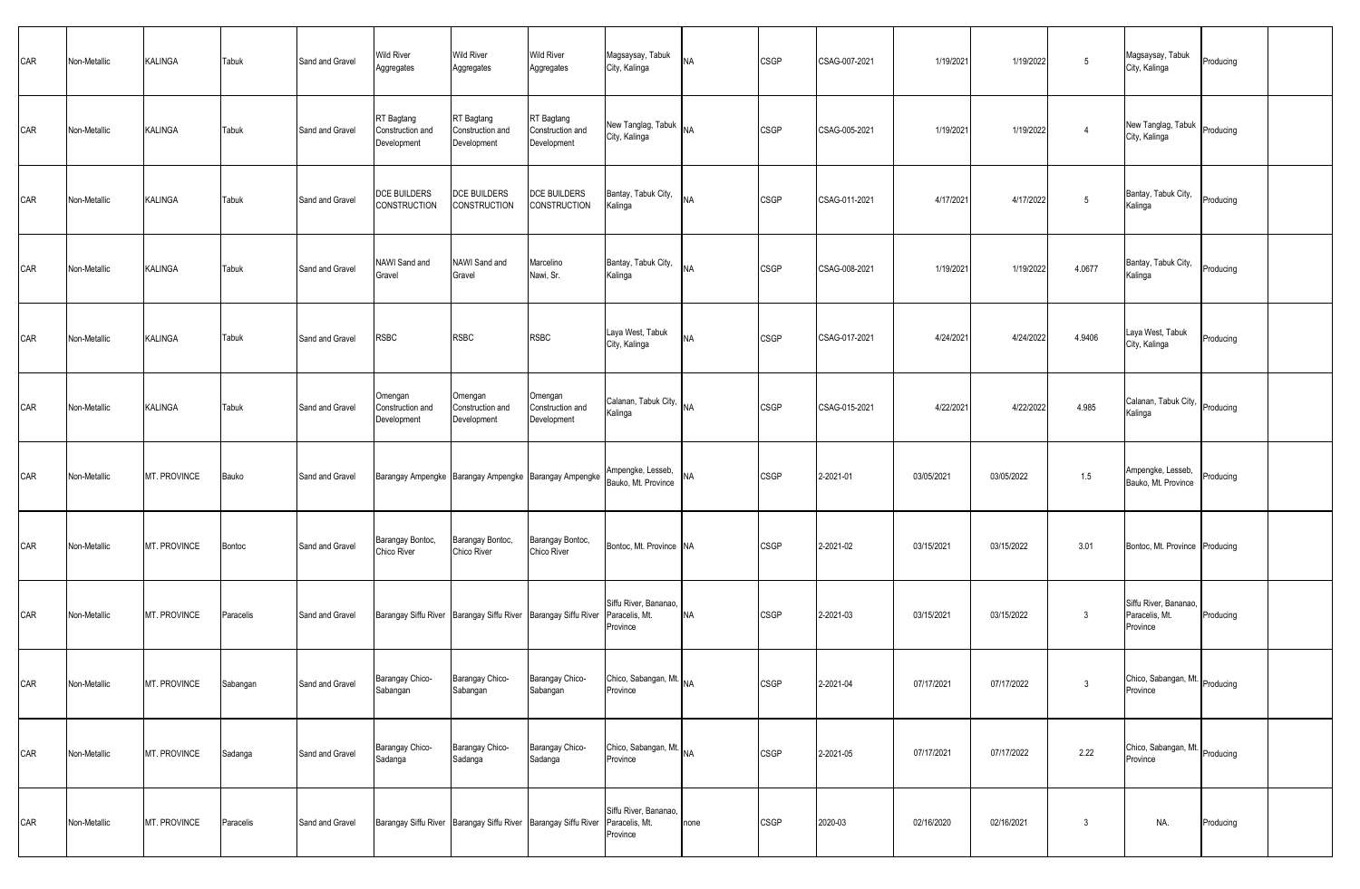| | | | | | | | | | | | | | | | | | |
|---|---|---|---|---|---|---|---|---|---|---|---|---|---|---|---|---|---|
| CAR | Non-Metallic | KALINGA | Tabuk | Sand and Gravel | Wild River Aggregates | Wild River Aggregates | Wild River Aggregates | Magsaysay, Tabuk City, Kalinga | NA | CSGP | CSAG-007-2021 | 1/19/2021 | 1/19/2022 | 5 | Magsaysay, Tabuk City, Kalinga | Producing | |
| CAR | Non-Metallic | KALINGA | Tabuk | Sand and Gravel | RT Bagtang Construction and Development | RT Bagtang Construction and Development | RT Bagtang Construction and Development | New Tanglag, Tabuk City, Kalinga | NA | CSGP | CSAG-005-2021 | 1/19/2021 | 1/19/2022 | 4 | New Tanglag, Tabuk City, Kalinga | Producing | |
| CAR | Non-Metallic | KALINGA | Tabuk | Sand and Gravel | DCE BUILDERS CONSTRUCTION | DCE BUILDERS CONSTRUCTION | DCE BUILDERS CONSTRUCTION | Bantay, Tabuk City, Kalinga | NA | CSGP | CSAG-011-2021 | 4/17/2021 | 4/17/2022 | 5 | Bantay, Tabuk City, Kalinga | Producing | |
| CAR | Non-Metallic | KALINGA | Tabuk | Sand and Gravel | NAWI Sand and Gravel | NAWI Sand and Gravel | Marcelino Nawi, Sr. | Bantay, Tabuk City, Kalinga | NA | CSGP | CSAG-008-2021 | 1/19/2021 | 1/19/2022 | 4.0677 | Bantay, Tabuk City, Kalinga | Producing | |
| CAR | Non-Metallic | KALINGA | Tabuk | Sand and Gravel | RSBC | RSBC | RSBC | Laya West, Tabuk City, Kalinga | NA | CSGP | CSAG-017-2021 | 4/24/2021 | 4/24/2022 | 4.9406 | Laya West, Tabuk City, Kalinga | Producing | |
| CAR | Non-Metallic | KALINGA | Tabuk | Sand and Gravel | Omengan Construction and Development | Omengan Construction and Development | Omengan Construction and Development | Calanan, Tabuk City, Kalinga | NA | CSGP | CSAG-015-2021 | 4/22/2021 | 4/22/2022 | 4.985 | Calanan, Tabuk City, Kalinga | Producing | |
| CAR | Non-Metallic | MT. PROVINCE | Bauko | Sand and Gravel | Barangay Ampengke | Barangay Ampengke | Barangay Ampengke | Ampengke, Lesseb, Bauko, Mt. Province | NA | CSGP | 2-2021-01 | 03/05/2021 | 03/05/2022 | 1.5 | Ampengke, Lesseb, Bauko, Mt. Province | Producing | |
| CAR | Non-Metallic | MT. PROVINCE | Bontoc | Sand and Gravel | Barangay Bontoc, Chico River | Barangay Bontoc, Chico River | Barangay Bontoc, Chico River | Bontoc, Mt. Province | NA | CSGP | 2-2021-02 | 03/15/2021 | 03/15/2022 | 3.01 | Bontoc, Mt. Province | Producing | |
| CAR | Non-Metallic | MT. PROVINCE | Paracelis | Sand and Gravel | Barangay Siffu River | Barangay Siffu River | Barangay Siffu River | Siffu River, Bananao, Paracelis, Mt. Province | NA | CSGP | 2-2021-03 | 03/15/2021 | 03/15/2022 | 3 | Siffu River, Bananao, Paracelis, Mt. Province | Producing | |
| CAR | Non-Metallic | MT. PROVINCE | Sabangan | Sand and Gravel | Barangay Chico-Sabangan | Barangay Chico-Sabangan | Barangay Chico-Sabangan | Chico, Sabangan, Mt. Province | NA | CSGP | 2-2021-04 | 07/17/2021 | 07/17/2022 | 3 | Chico, Sabangan, Mt. Province | Producing | |
| CAR | Non-Metallic | MT. PROVINCE | Sadanga | Sand and Gravel | Barangay Chico-Sadanga | Barangay Chico-Sadanga | Barangay Chico-Sadanga | Chico, Sabangan, Mt. Province | NA | CSGP | 2-2021-05 | 07/17/2021 | 07/17/2022 | 2.22 | Chico, Sabangan, Mt. Province | Producing | |
| CAR | Non-Metallic | MT. PROVINCE | Paracelis | Sand and Gravel | Barangay Siffu River | Barangay Siffu River | Barangay Siffu River | Siffu River, Bananao, Paracelis, Mt. Province | none | CSGP | 2020-03 | 02/16/2020 | 02/16/2021 | 3 | NA. | Producing | |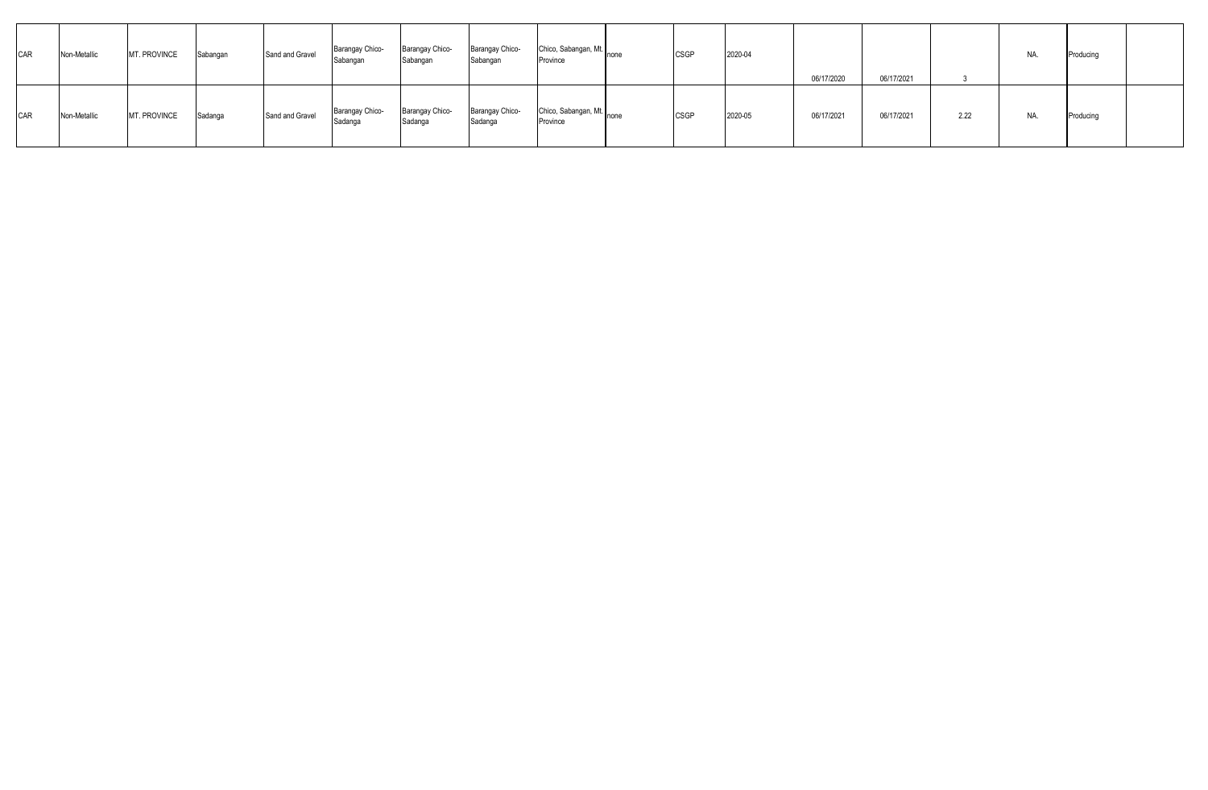| | | | | | | | | | | | | | | | | | |
|---|---|---|---|---|---|---|---|---|---|---|---|---|---|---|---|---|---|
| CAR | Non-Metallic | MT. PROVINCE | Sabangan | Sand and Gravel | Barangay Chico-Sabangan | Barangay Chico-Sabangan | Barangay Chico-Sabangan | Chico, Sabangan, Mt. Province | none | CSGP | 2020-04 | 06/17/2020 | 06/17/2021 | 3 | NA. | Producing | |
| CAR | Non-Metallic | MT. PROVINCE | Sadanga | Sand and Gravel | Barangay Chico-Sadanga | Barangay Chico-Sadanga | Barangay Chico-Sadanga | Chico, Sabangan, Mt. Province | none | CSGP | 2020-05 | 06/17/2021 | 06/17/2021 | 2.22 | NA. | Producing | |